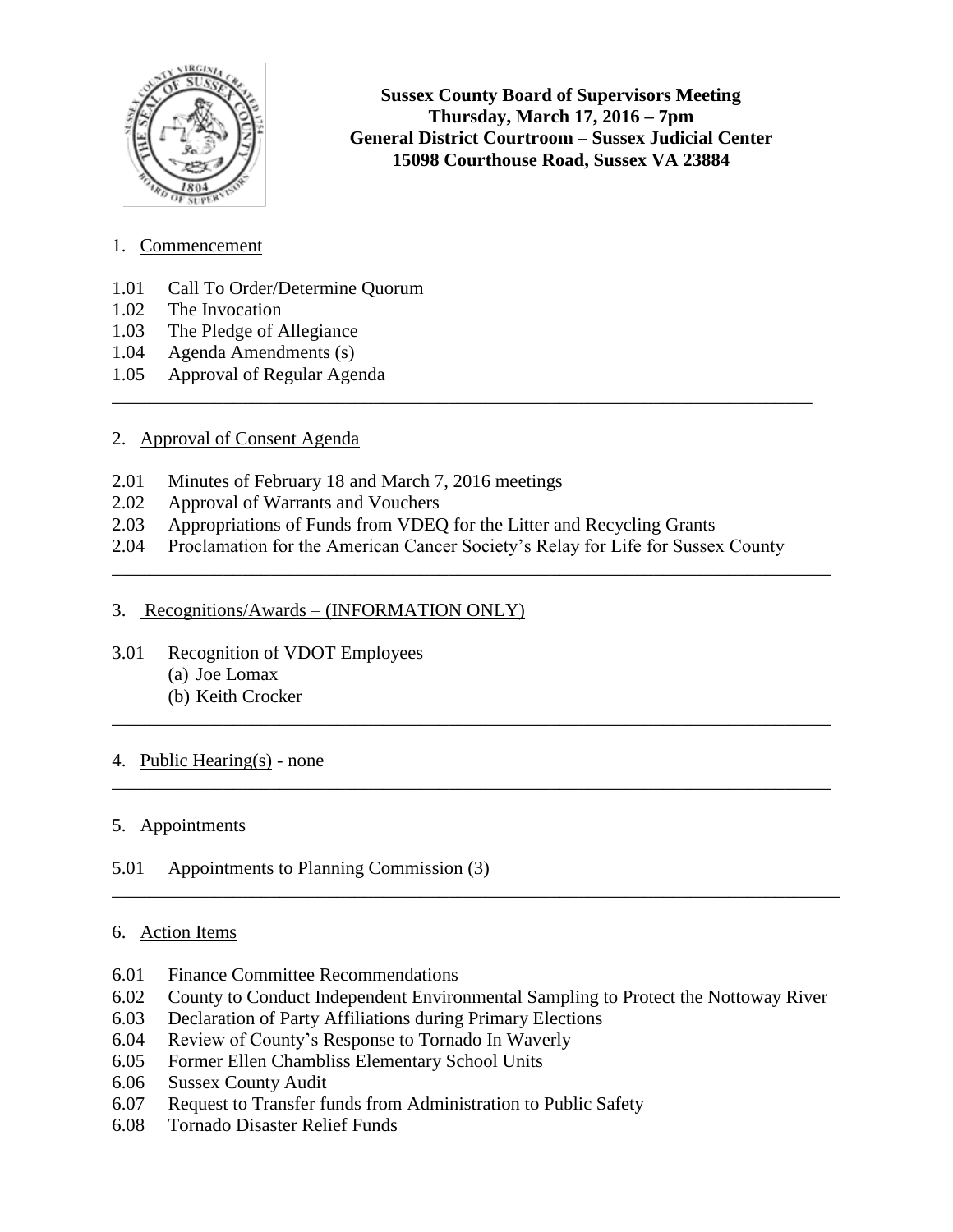**Sussex County Board of Supervisors Meeting**
**Thursday, March 17, 2016 – 7pm**
**General District Courtroom – Sussex Judicial Center**
**15098 Courthouse Road, Sussex VA 23884**

1. Commencement

1.01 Call To Order/Determine Quorum
1.02 The Invocation
1.03 The Pledge of Allegiance
1.04 Agenda Amendments (s)
1.05 Approval of Regular Agenda

---

2. Approval of Consent Agenda

2.01 Minutes of February 18 and March 7, 2016 meetings
2.02 Approval of Warrants and Vouchers
2.03 Appropriations of Funds from VDEQ for the Litter and Recycling Grants
2.04 Proclamation for the American Cancer Society's Relay for Life for Sussex County

---

3. Recognitions/Awards – (INFORMATION ONLY)

3.01 Recognition of VDOT Employees
 (a) Joe Lomax
 (b) Keith Crocker

---

4. Public Hearing(s) - none

---

5. Appointments

5.01 Appointments to Planning Commission (3)

---

6. Action Items

6.01 Finance Committee Recommendations
6.02 County to Conduct Independent Environmental Sampling to Protect the Nottoway River
6.03 Declaration of Party Affiliations during Primary Elections
6.04 Review of County's Response to Tornado In Waverly
6.05 Former Ellen Chambliss Elementary School Units
6.06 Sussex County Audit
6.07 Request to Transfer funds from Administration to Public Safety
6.08 Tornado Disaster Relief Funds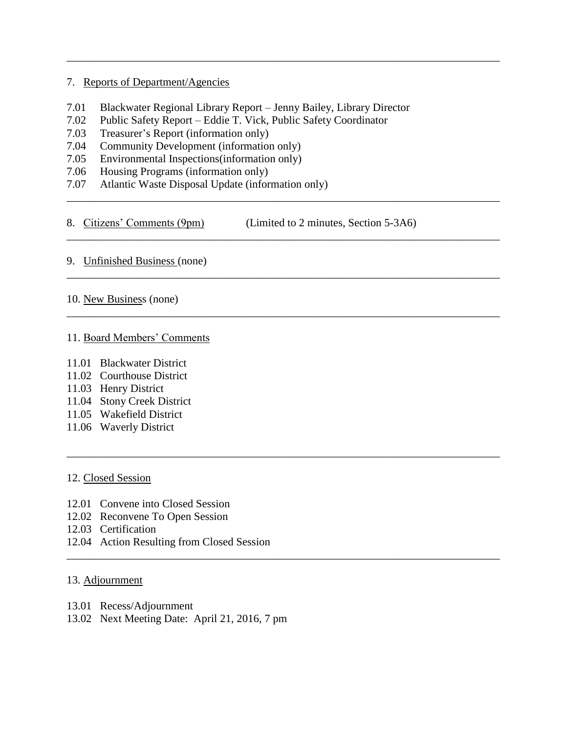7. Reports of Department/Agencies

7.01 Blackwater Regional Library Report – Jenny Bailey, Library Director
7.02 Public Safety Report – Eddie T. Vick, Public Safety Coordinator
7.03 Treasurer's Report (information only)
7.04 Community Development (information only)
7.05 Environmental Inspections(information only)
7.06 Housing Programs (information only)
7.07 Atlantic Waste Disposal Update (information only)

---

8. Citizens' Comments (9pm) (Limited to 2 minutes, Section 5-3A6)

---

9. Unfinished Business (none)

---

10. New Business (none)

---

11. Board Members' Comments

11.01 Blackwater District
11.02 Courthouse District
11.03 Henry District
11.04 Stony Creek District
11.05 Wakefield District
11.06 Waverly District

---

12. Closed Session

12.01 Convene into Closed Session
12.02 Reconvene To Open Session
12.03 Certification
12.04 Action Resulting from Closed Session

---

13. Adjournment

13.01 Recess/Adjournment
13.02 Next Meeting Date: April 21, 2016, 7 pm